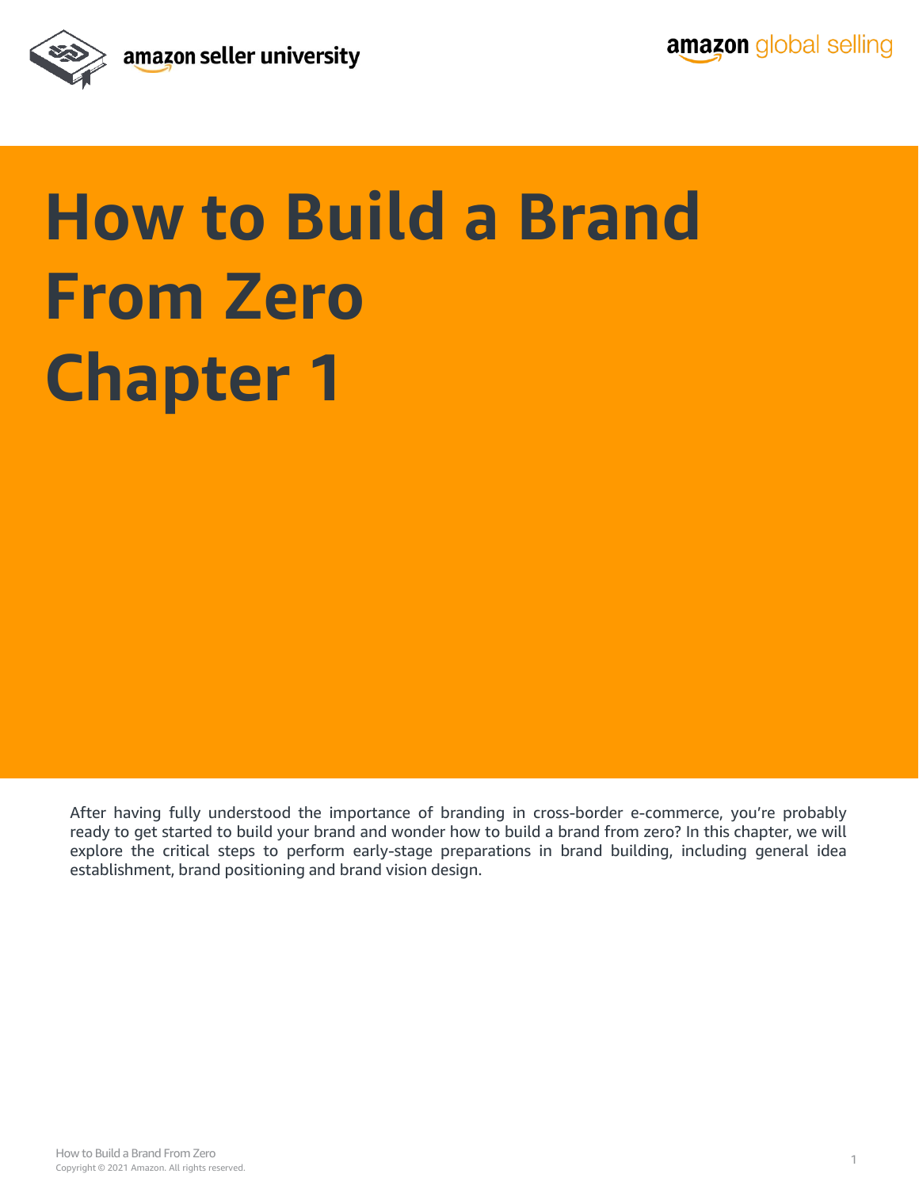# How to Build a Brand From Zero Chapter 1

After having fully understood the importance of branding in cross-border e-commerce, you're probably ready to get started to build your brand and wonder how to build a brand from zero? In this chapter, we will explore the critical steps to perform early-stage preparations in brand building, including general idea establishment, brand positioning and brand vision design.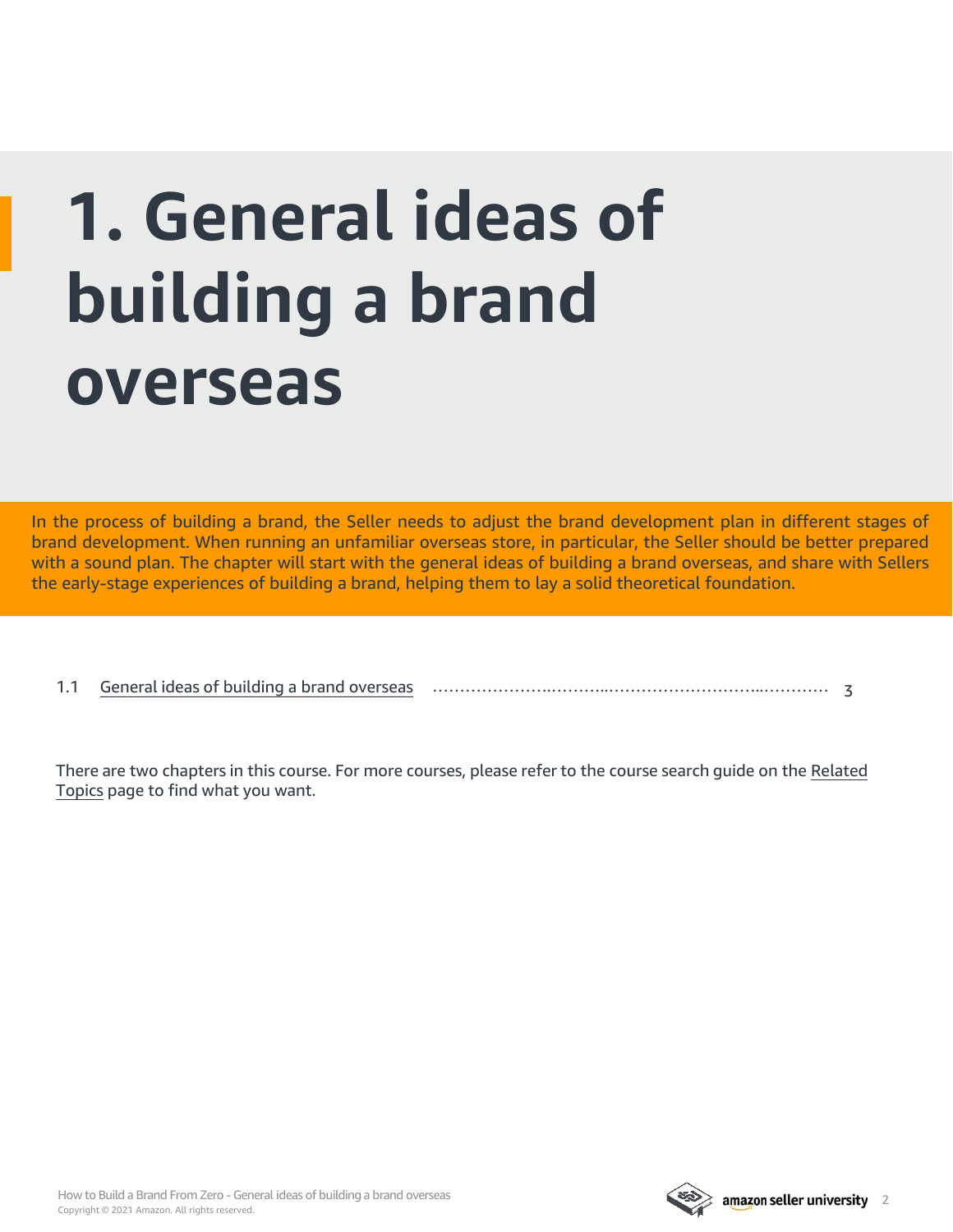# 1. General ideas of building a brand overseas

In the process of building a brand, the Seller needs to adjust the brand development plan in different stages of brand development. When running an unfamiliar overseas store, in particular, the Seller should be better prepared with a sound plan. The chapter will start with the general ideas of building a brand overseas, and share with Sellers the early-stage experiences of building a brand, helping them to lay a solid theoretical foundation.

1.1 General ideas of building a brand overseas ........................................................................ 3

There are two chapters in this course. For more courses, please refer to the course search guide on the Related Topics page to find what you want.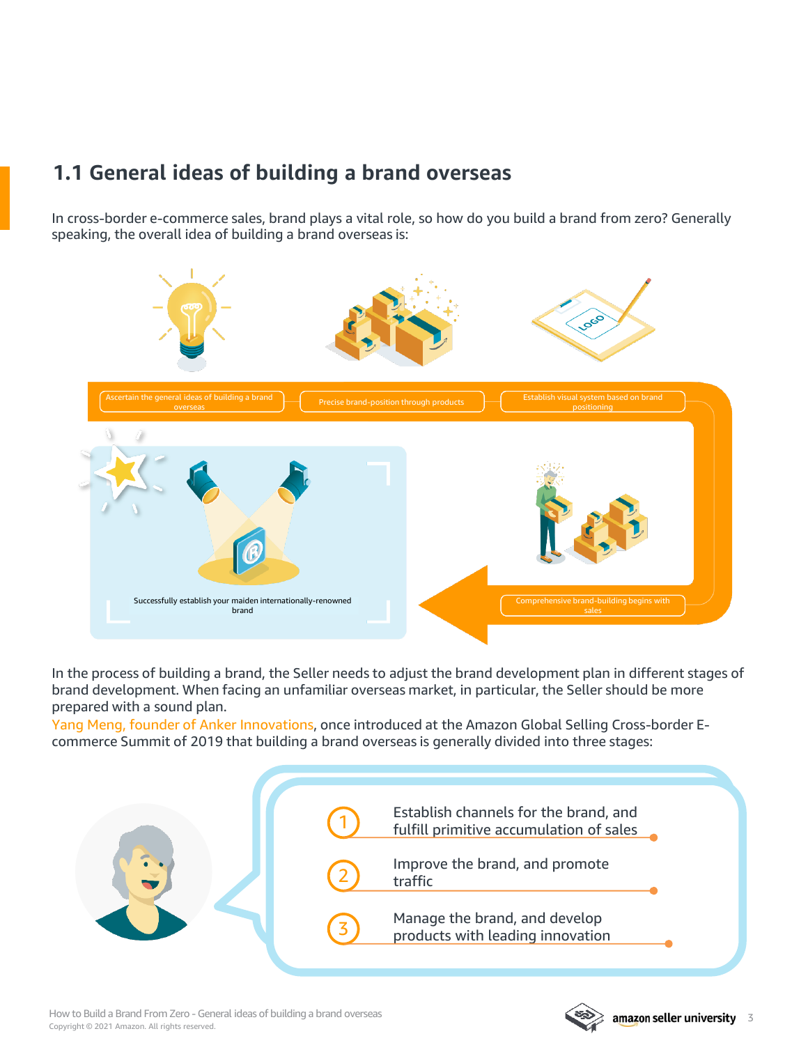## 1.1 General ideas of building a brand overseas

In cross-border e-commerce sales, brand plays a vital role, so how do you build a brand from zero? Generally speaking, the overall idea of building a brand overseas is:

- Ascertain the general ideas of building a brand overseas
- Precise brand-position through products
- Establish visual system based on brand positioning
- Comprehensive brand-building begins with sales
- Successfully establish your maiden internationally-renowned brand

In the process of building a brand, the Seller needs to adjust the brand development plan in different stages of brand development. When facing an unfamiliar overseas market, in particular, the Seller should be more prepared with a sound plan.

Yang Meng, founder of Anker Innovations, once introduced at the Amazon Global Selling Cross-border E-commerce Summit of 2019 that building a brand overseas is generally divided into three stages:

1. Establish channels for the brand, and fulfill primitive accumulation of sales
2. Improve the brand, and promote traffic
3. Manage the brand, and develop products with leading innovation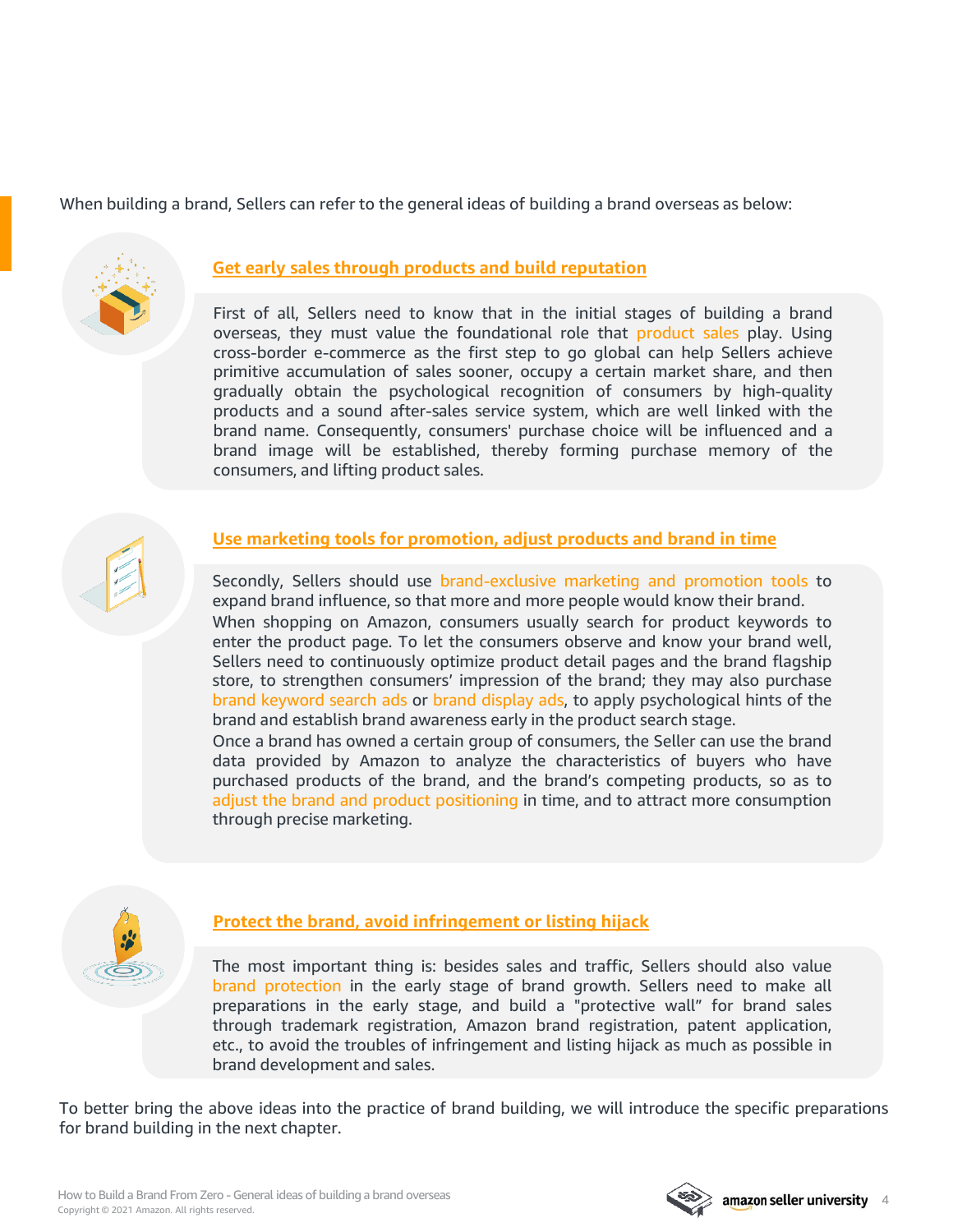When building a brand, Sellers can refer to the general ideas of building a brand overseas as below:

## Get early sales through products and build reputation

First of all, Sellers need to know that in the initial stages of building a brand overseas, they must value the foundational role that product sales play. Using cross-border e-commerce as the first step to go global can help Sellers achieve primitive accumulation of sales sooner, occupy a certain market share, and then gradually obtain the psychological recognition of consumers by high-quality products and a sound after-sales service system, which are well linked with the brand name. Consequently, consumers' purchase choice will be influenced and a brand image will be established, thereby forming purchase memory of the consumers, and lifting product sales.

## Use marketing tools for promotion, adjust products and brand in time

Secondly, Sellers should use brand-exclusive marketing and promotion tools to expand brand influence, so that more and more people would know their brand.

When shopping on Amazon, consumers usually search for product keywords to enter the product page. To let the consumers observe and know your brand well, Sellers need to continuously optimize product detail pages and the brand flagship store, to strengthen consumers' impression of the brand; they may also purchase brand keyword search ads or brand display ads, to apply psychological hints of the brand and establish brand awareness early in the product search stage.

Once a brand has owned a certain group of consumers, the Seller can use the brand data provided by Amazon to analyze the characteristics of buyers who have purchased products of the brand, and the brand's competing products, so as to adjust the brand and product positioning in time, and to attract more consumption through precise marketing.

## Protect the brand, avoid infringement or listing hijack

The most important thing is: besides sales and traffic, Sellers should also value brand protection in the early stage of brand growth. Sellers need to make all preparations in the early stage, and build a "protective wall" for brand sales through trademark registration, Amazon brand registration, patent application, etc., to avoid the troubles of infringement and listing hijack as much as possible in brand development and sales.

To better bring the above ideas into the practice of brand building, we will introduce the specific preparations for brand building in the next chapter.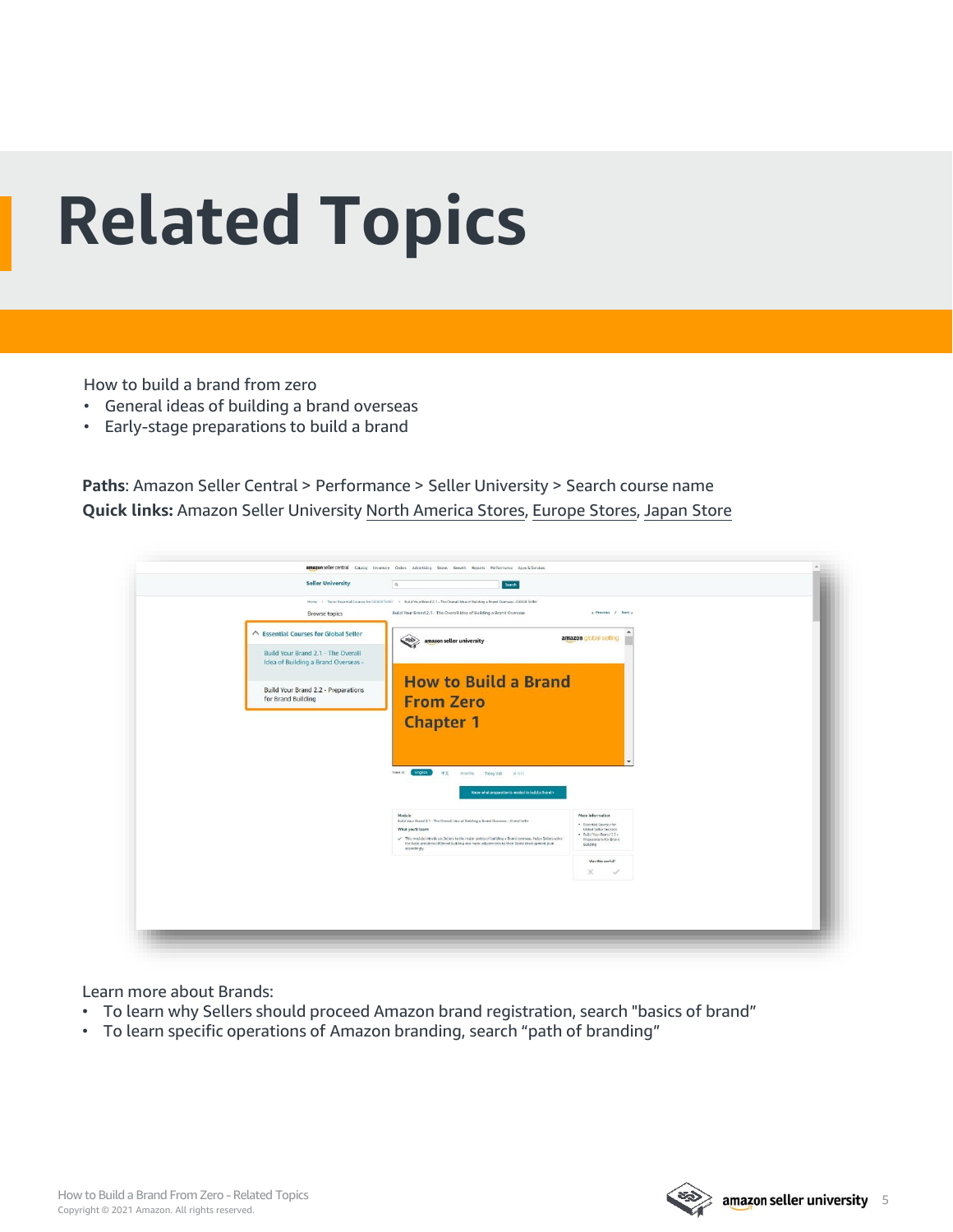# Related Topics

How to build a brand from zero

- General ideas of building a brand overseas
- Early-stage preparations to build a brand

**Paths**: Amazon Seller Central > Performance > Seller University > Search course name
**Quick links:** Amazon Seller University North America Stores, Europe Stores, Japan Store

Learn more about Brands:

- To learn why Sellers should proceed Amazon brand registration, search "basics of brand"
- To learn specific operations of Amazon branding, search "path of branding"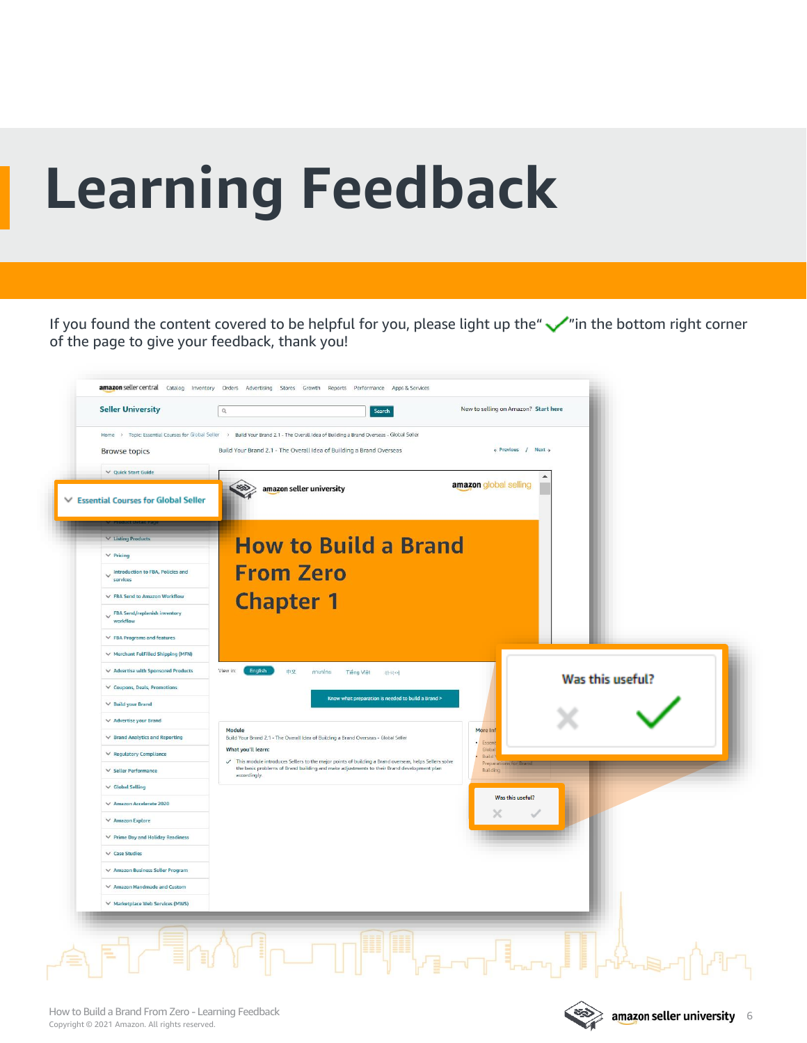# Learning Feedback

If you found the content covered to be helpful for you, please light up the"✓"in the bottom right corner of the page to give your feedback, thank you!